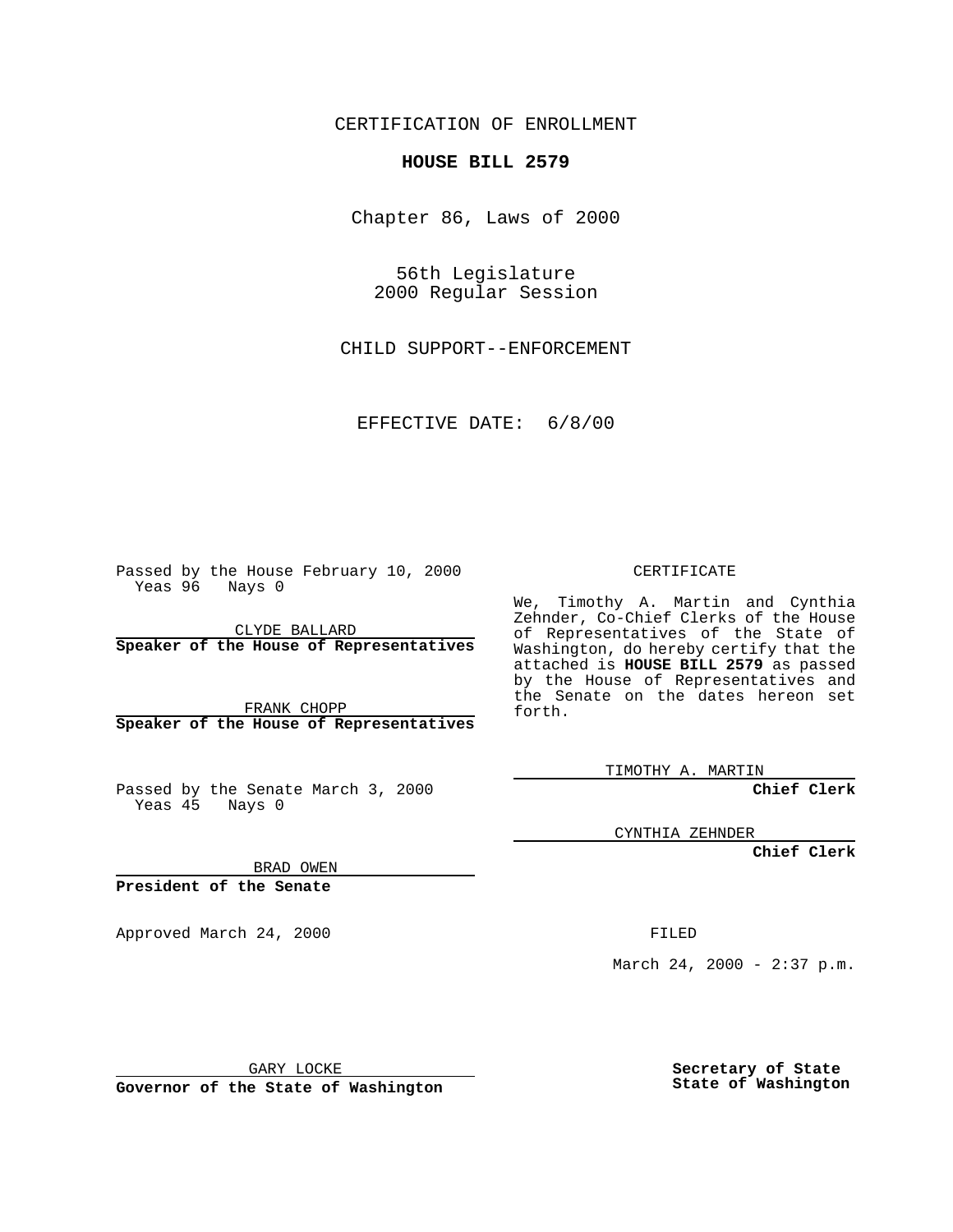CERTIFICATION OF ENROLLMENT

**HOUSE BILL 2579**

Chapter 86, Laws of 2000

56th Legislature
2000 Regular Session

CHILD SUPPORT--ENFORCEMENT

EFFECTIVE DATE: 6/8/00

Passed by the House February 10, 2000
Yeas 96 Nays 0

CLYDE BALLARD
**Speaker of the House of Representatives**

FRANK CHOPP
**Speaker of the House of Representatives**

Passed by the Senate March 3, 2000
Yeas 45 Nays 0

BRAD OWEN
**President of the Senate**

Approved March 24, 2000

GARY LOCKE
**Governor of the State of Washington**

CERTIFICATE

We, Timothy A. Martin and Cynthia Zehnder, Co-Chief Clerks of the House of Representatives of the State of Washington, do hereby certify that the attached is **HOUSE BILL 2579** as passed by the House of Representatives and the Senate on the dates hereon set forth.

TIMOTHY A. MARTIN
**Chief Clerk**

CYNTHIA ZEHNDER
**Chief Clerk**

FILED

March 24, 2000 - 2:37 p.m.

**Secretary of State**
**State of Washington**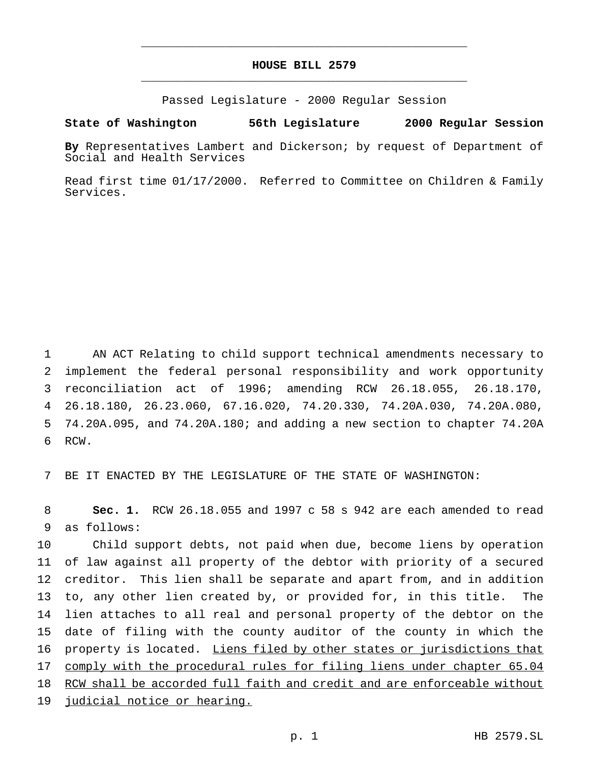# HOUSE BILL 2579

Passed Legislature - 2000 Regular Session

**State of Washington 56th Legislature 2000 Regular Session**

**By** Representatives Lambert and Dickerson; by request of Department of Social and Health Services

Read first time 01/17/2000. Referred to Committee on Children & Family Services.

AN ACT Relating to child support technical amendments necessary to implement the federal personal responsibility and work opportunity reconciliation act of 1996; amending RCW 26.18.055, 26.18.170, 26.18.180, 26.23.060, 67.16.020, 74.20.330, 74.20A.030, 74.20A.080, 74.20A.095, and 74.20A.180; and adding a new section to chapter 74.20A RCW.

BE IT ENACTED BY THE LEGISLATURE OF THE STATE OF WASHINGTON:

**Sec. 1.** RCW 26.18.055 and 1997 c 58 s 942 are each amended to read as follows:

Child support debts, not paid when due, become liens by operation of law against all property of the debtor with priority of a secured creditor. This lien shall be separate and apart from, and in addition to, any other lien created by, or provided for, in this title. The lien attaches to all real and personal property of the debtor on the date of filing with the county auditor of the county in which the property is located. <u>Liens filed by other states or jurisdictions that comply with the procedural rules for filing liens under chapter 65.04 RCW shall be accorded full faith and credit and are enforceable without judicial notice or hearing.</u>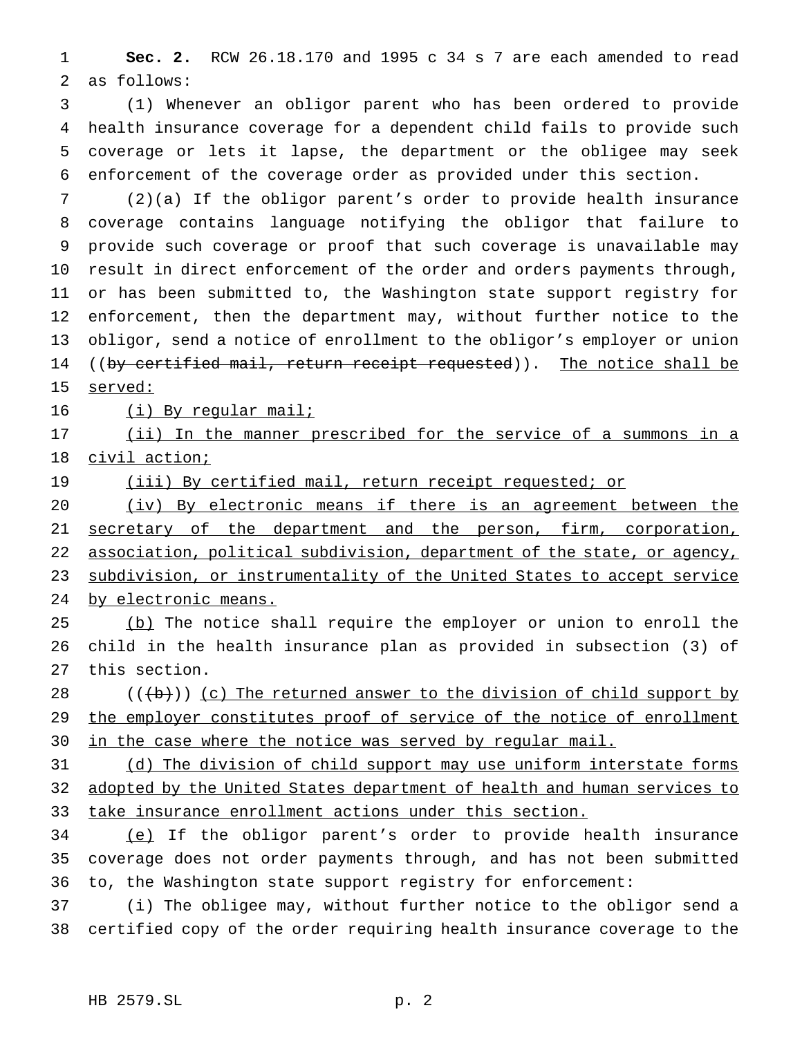**Sec. 2.** RCW 26.18.170 and 1995 c 34 s 7 are each amended to read as follows:

(1) Whenever an obligor parent who has been ordered to provide health insurance coverage for a dependent child fails to provide such coverage or lets it lapse, the department or the obligee may seek enforcement of the coverage order as provided under this section.

(2)(a) If the obligor parent's order to provide health insurance coverage contains language notifying the obligor that failure to provide such coverage or proof that such coverage is unavailable may result in direct enforcement of the order and orders payments through, or has been submitted to, the Washington state support registry for enforcement, then the department may, without further notice to the obligor, send a notice of enrollment to the obligor's employer or union ((~~by certified mail, return receipt requested~~)). <u>The notice shall be served:</u>

<u>(i) By regular mail;</u>

<u>(ii) In the manner prescribed for the service of a summons in a civil action;</u>

<u>(iii) By certified mail, return receipt requested; or</u>

<u>(iv) By electronic means if there is an agreement between the secretary of the department and the person, firm, corporation, association, political subdivision, department of the state, or agency, subdivision, or instrumentality of the United States to accept service by electronic means.</u>

<u>(b)</u> The notice shall require the employer or union to enroll the child in the health insurance plan as provided in subsection (3) of this section.

((~~(b)~~)) <u>(c) The returned answer to the division of child support by the employer constitutes proof of service of the notice of enrollment in the case where the notice was served by regular mail.</u>

<u>(d) The division of child support may use uniform interstate forms adopted by the United States department of health and human services to take insurance enrollment actions under this section.</u>

<u>(e)</u> If the obligor parent's order to provide health insurance coverage does not order payments through, and has not been submitted to, the Washington state support registry for enforcement:

(i) The obligee may, without further notice to the obligor send a certified copy of the order requiring health insurance coverage to the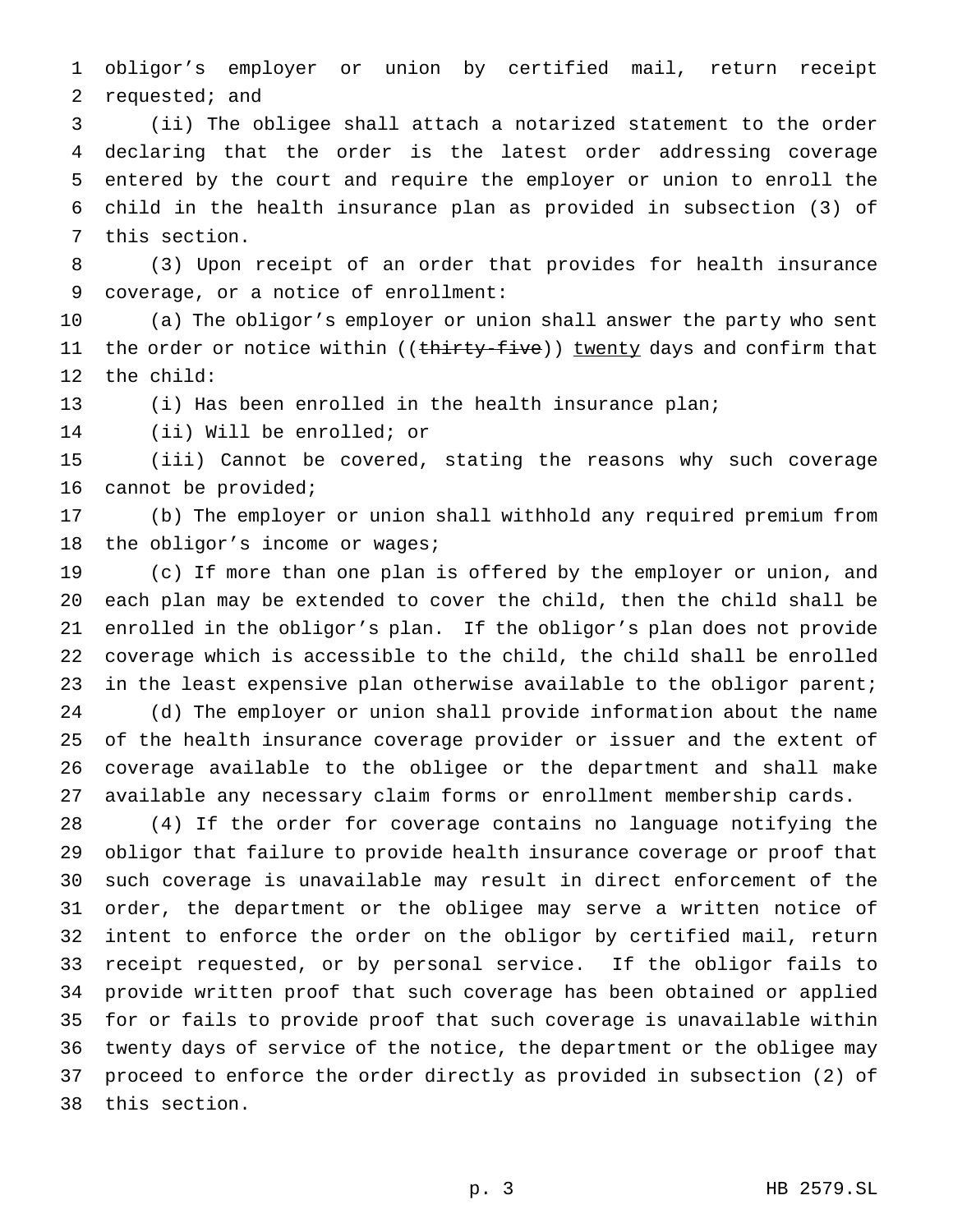obligor's employer or union by certified mail, return receipt requested; and

(ii) The obligee shall attach a notarized statement to the order declaring that the order is the latest order addressing coverage entered by the court and require the employer or union to enroll the child in the health insurance plan as provided in subsection (3) of this section.

(3) Upon receipt of an order that provides for health insurance coverage, or a notice of enrollment:

(a) The obligor's employer or union shall answer the party who sent the order or notice within ((~~thirty-five~~)) <u>twenty</u> days and confirm that the child:

(i) Has been enrolled in the health insurance plan;

(ii) Will be enrolled; or

(iii) Cannot be covered, stating the reasons why such coverage cannot be provided;

(b) The employer or union shall withhold any required premium from the obligor's income or wages;

(c) If more than one plan is offered by the employer or union, and each plan may be extended to cover the child, then the child shall be enrolled in the obligor's plan. If the obligor's plan does not provide coverage which is accessible to the child, the child shall be enrolled in the least expensive plan otherwise available to the obligor parent;

(d) The employer or union shall provide information about the name of the health insurance coverage provider or issuer and the extent of coverage available to the obligee or the department and shall make available any necessary claim forms or enrollment membership cards.

(4) If the order for coverage contains no language notifying the obligor that failure to provide health insurance coverage or proof that such coverage is unavailable may result in direct enforcement of the order, the department or the obligee may serve a written notice of intent to enforce the order on the obligor by certified mail, return receipt requested, or by personal service. If the obligor fails to provide written proof that such coverage has been obtained or applied for or fails to provide proof that such coverage is unavailable within twenty days of service of the notice, the department or the obligee may proceed to enforce the order directly as provided in subsection (2) of this section.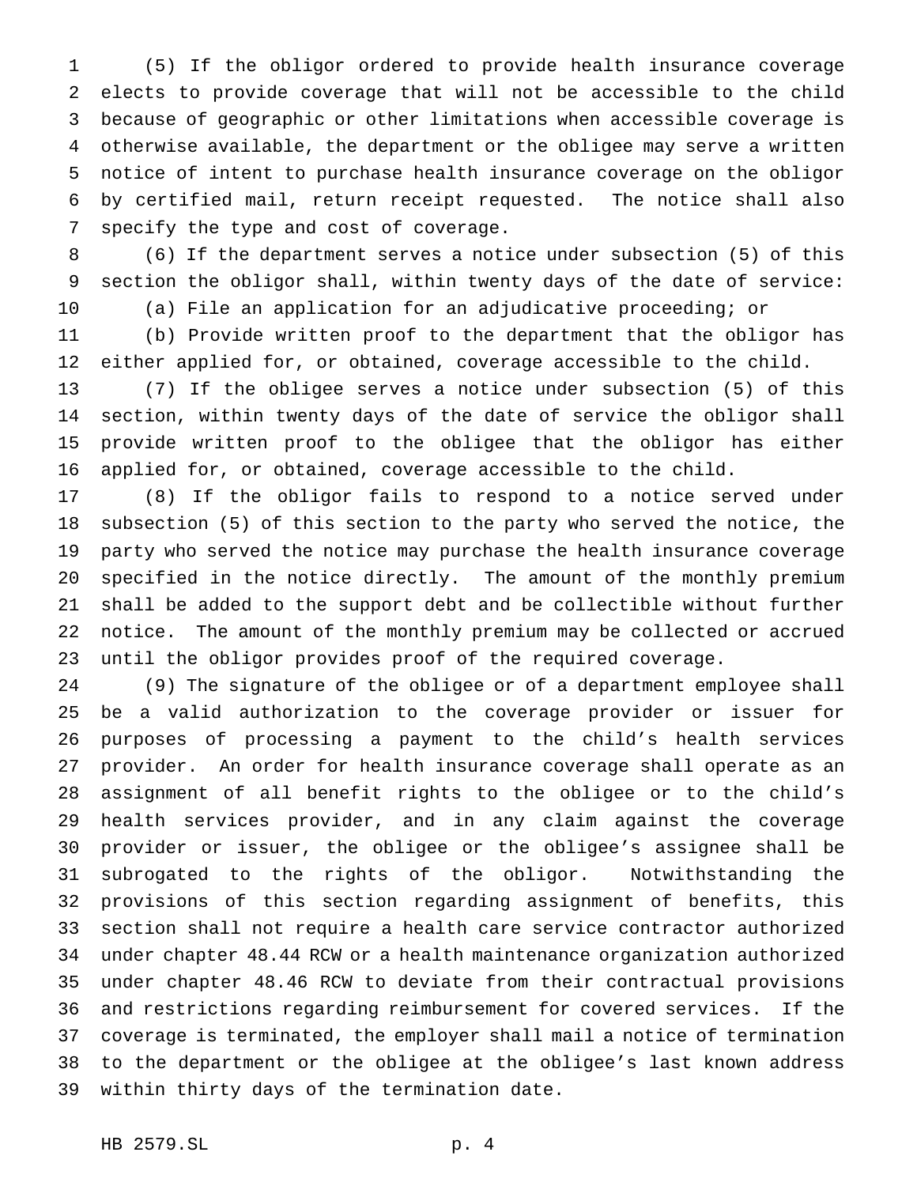(5) If the obligor ordered to provide health insurance coverage elects to provide coverage that will not be accessible to the child because of geographic or other limitations when accessible coverage is otherwise available, the department or the obligee may serve a written notice of intent to purchase health insurance coverage on the obligor by certified mail, return receipt requested. The notice shall also specify the type and cost of coverage.

(6) If the department serves a notice under subsection (5) of this section the obligor shall, within twenty days of the date of service:

(a) File an application for an adjudicative proceeding; or

(b) Provide written proof to the department that the obligor has either applied for, or obtained, coverage accessible to the child.

(7) If the obligee serves a notice under subsection (5) of this section, within twenty days of the date of service the obligor shall provide written proof to the obligee that the obligor has either applied for, or obtained, coverage accessible to the child.

(8) If the obligor fails to respond to a notice served under subsection (5) of this section to the party who served the notice, the party who served the notice may purchase the health insurance coverage specified in the notice directly. The amount of the monthly premium shall be added to the support debt and be collectible without further notice. The amount of the monthly premium may be collected or accrued until the obligor provides proof of the required coverage.

(9) The signature of the obligee or of a department employee shall be a valid authorization to the coverage provider or issuer for purposes of processing a payment to the child's health services provider. An order for health insurance coverage shall operate as an assignment of all benefit rights to the obligee or to the child's health services provider, and in any claim against the coverage provider or issuer, the obligee or the obligee's assignee shall be subrogated to the rights of the obligor. Notwithstanding the provisions of this section regarding assignment of benefits, this section shall not require a health care service contractor authorized under chapter 48.44 RCW or a health maintenance organization authorized under chapter 48.46 RCW to deviate from their contractual provisions and restrictions regarding reimbursement for covered services. If the coverage is terminated, the employer shall mail a notice of termination to the department or the obligee at the obligee's last known address within thirty days of the termination date.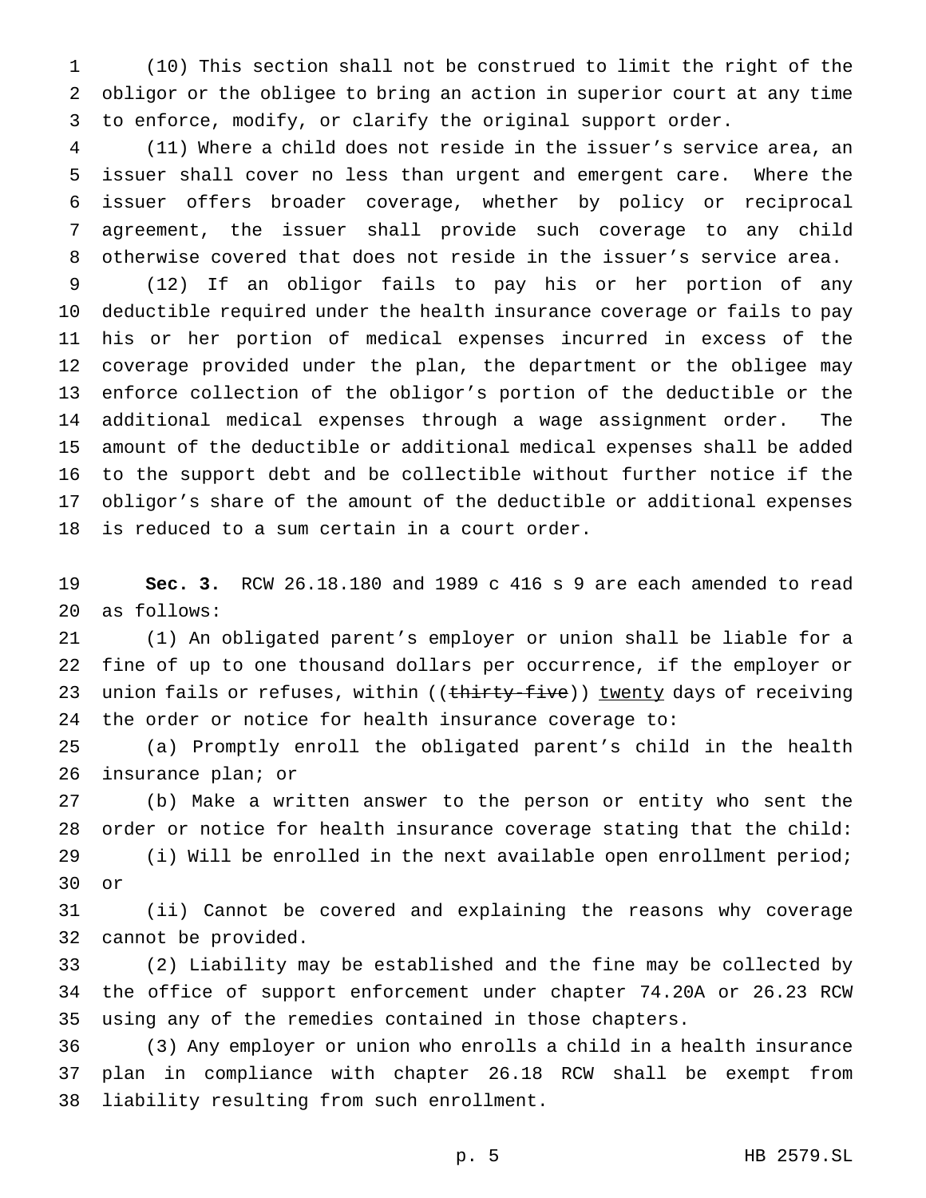(10) This section shall not be construed to limit the right of the obligor or the obligee to bring an action in superior court at any time to enforce, modify, or clarify the original support order.

(11) Where a child does not reside in the issuer's service area, an issuer shall cover no less than urgent and emergent care. Where the issuer offers broader coverage, whether by policy or reciprocal agreement, the issuer shall provide such coverage to any child otherwise covered that does not reside in the issuer's service area.

(12) If an obligor fails to pay his or her portion of any deductible required under the health insurance coverage or fails to pay his or her portion of medical expenses incurred in excess of the coverage provided under the plan, the department or the obligee may enforce collection of the obligor's portion of the deductible or the additional medical expenses through a wage assignment order. The amount of the deductible or additional medical expenses shall be added to the support debt and be collectible without further notice if the obligor's share of the amount of the deductible or additional expenses is reduced to a sum certain in a court order.

**Sec. 3.** RCW 26.18.180 and 1989 c 416 s 9 are each amended to read as follows:

(1) An obligated parent's employer or union shall be liable for a fine of up to one thousand dollars per occurrence, if the employer or union fails or refuses, within ((~~thirty-five~~)) <u>twenty</u> days of receiving the order or notice for health insurance coverage to:

(a) Promptly enroll the obligated parent's child in the health insurance plan; or

(b) Make a written answer to the person or entity who sent the order or notice for health insurance coverage stating that the child:

(i) Will be enrolled in the next available open enrollment period; or

(ii) Cannot be covered and explaining the reasons why coverage cannot be provided.

(2) Liability may be established and the fine may be collected by the office of support enforcement under chapter 74.20A or 26.23 RCW using any of the remedies contained in those chapters.

(3) Any employer or union who enrolls a child in a health insurance plan in compliance with chapter 26.18 RCW shall be exempt from liability resulting from such enrollment.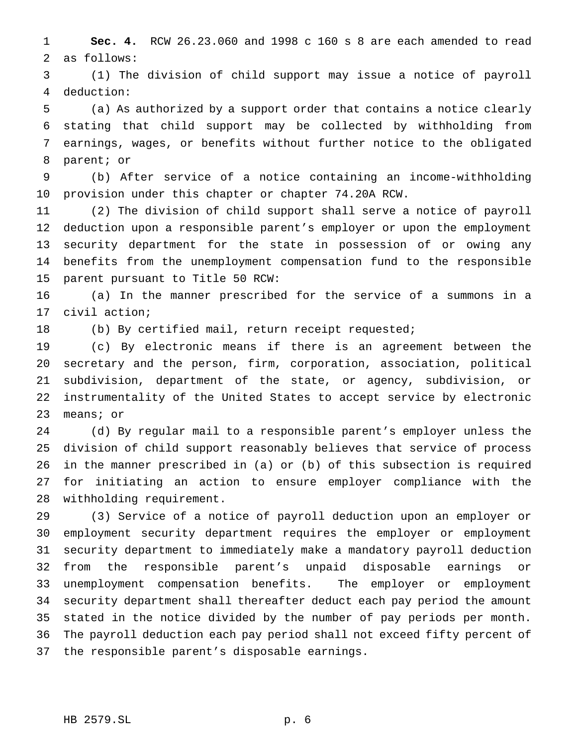**Sec. 4.** RCW 26.23.060 and 1998 c 160 s 8 are each amended to read as follows:

(1) The division of child support may issue a notice of payroll deduction:

(a) As authorized by a support order that contains a notice clearly stating that child support may be collected by withholding from earnings, wages, or benefits without further notice to the obligated parent; or

(b) After service of a notice containing an income-withholding provision under this chapter or chapter 74.20A RCW.

(2) The division of child support shall serve a notice of payroll deduction upon a responsible parent's employer or upon the employment security department for the state in possession of or owing any benefits from the unemployment compensation fund to the responsible parent pursuant to Title 50 RCW:

(a) In the manner prescribed for the service of a summons in a civil action;

(b) By certified mail, return receipt requested;

(c) By electronic means if there is an agreement between the secretary and the person, firm, corporation, association, political subdivision, department of the state, or agency, subdivision, or instrumentality of the United States to accept service by electronic means; or

(d) By regular mail to a responsible parent's employer unless the division of child support reasonably believes that service of process in the manner prescribed in (a) or (b) of this subsection is required for initiating an action to ensure employer compliance with the withholding requirement.

(3) Service of a notice of payroll deduction upon an employer or employment security department requires the employer or employment security department to immediately make a mandatory payroll deduction from the responsible parent's unpaid disposable earnings or unemployment compensation benefits. The employer or employment security department shall thereafter deduct each pay period the amount stated in the notice divided by the number of pay periods per month. The payroll deduction each pay period shall not exceed fifty percent of the responsible parent's disposable earnings.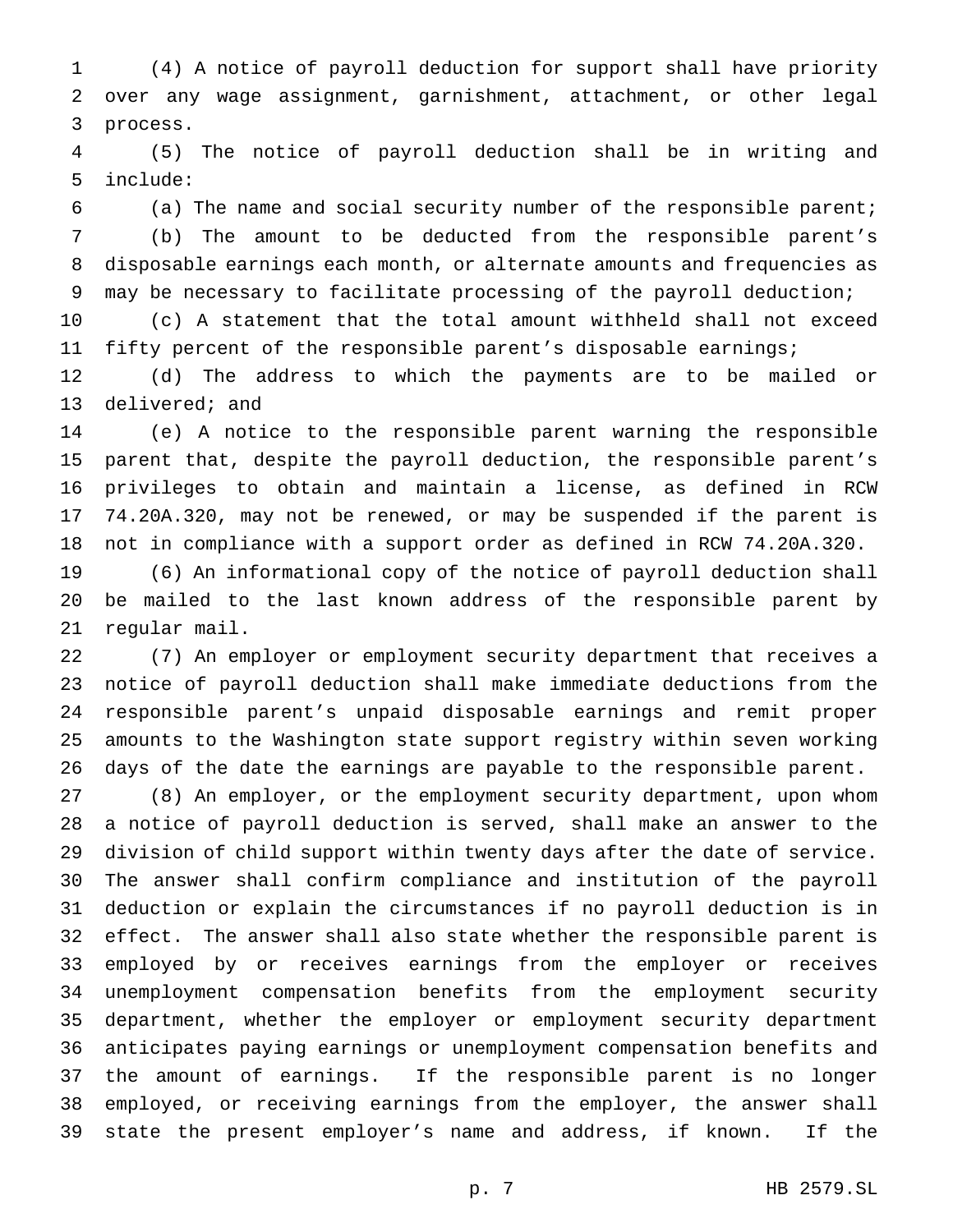(4) A notice of payroll deduction for support shall have priority over any wage assignment, garnishment, attachment, or other legal process.

(5) The notice of payroll deduction shall be in writing and include:

(a) The name and social security number of the responsible parent;

(b) The amount to be deducted from the responsible parent's disposable earnings each month, or alternate amounts and frequencies as may be necessary to facilitate processing of the payroll deduction;

(c) A statement that the total amount withheld shall not exceed fifty percent of the responsible parent's disposable earnings;

(d) The address to which the payments are to be mailed or delivered; and

(e) A notice to the responsible parent warning the responsible parent that, despite the payroll deduction, the responsible parent's privileges to obtain and maintain a license, as defined in RCW 74.20A.320, may not be renewed, or may be suspended if the parent is not in compliance with a support order as defined in RCW 74.20A.320.

(6) An informational copy of the notice of payroll deduction shall be mailed to the last known address of the responsible parent by regular mail.

(7) An employer or employment security department that receives a notice of payroll deduction shall make immediate deductions from the responsible parent's unpaid disposable earnings and remit proper amounts to the Washington state support registry within seven working days of the date the earnings are payable to the responsible parent.

(8) An employer, or the employment security department, upon whom a notice of payroll deduction is served, shall make an answer to the division of child support within twenty days after the date of service. The answer shall confirm compliance and institution of the payroll deduction or explain the circumstances if no payroll deduction is in effect. The answer shall also state whether the responsible parent is employed by or receives earnings from the employer or receives unemployment compensation benefits from the employment security department, whether the employer or employment security department anticipates paying earnings or unemployment compensation benefits and the amount of earnings. If the responsible parent is no longer employed, or receiving earnings from the employer, the answer shall state the present employer's name and address, if known. If the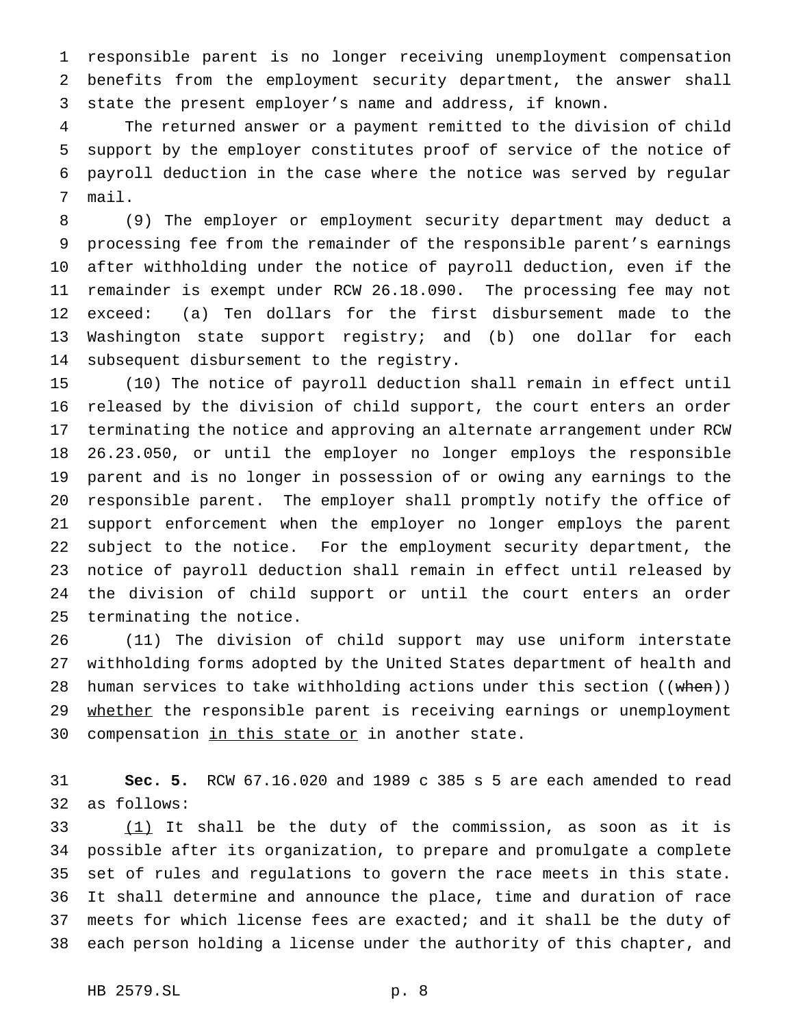responsible parent is no longer receiving unemployment compensation benefits from the employment security department, the answer shall state the present employer's name and address, if known.

The returned answer or a payment remitted to the division of child support by the employer constitutes proof of service of the notice of payroll deduction in the case where the notice was served by regular mail.

(9) The employer or employment security department may deduct a processing fee from the remainder of the responsible parent's earnings after withholding under the notice of payroll deduction, even if the remainder is exempt under RCW 26.18.090. The processing fee may not exceed: (a) Ten dollars for the first disbursement made to the Washington state support registry; and (b) one dollar for each subsequent disbursement to the registry.

(10) The notice of payroll deduction shall remain in effect until released by the division of child support, the court enters an order terminating the notice and approving an alternate arrangement under RCW 26.23.050, or until the employer no longer employs the responsible parent and is no longer in possession of or owing any earnings to the responsible parent. The employer shall promptly notify the office of support enforcement when the employer no longer employs the parent subject to the notice. For the employment security department, the notice of payroll deduction shall remain in effect until released by the division of child support or until the court enters an order terminating the notice.

(11) The division of child support may use uniform interstate withholding forms adopted by the United States department of health and human services to take withholding actions under this section ((~~when~~)) <u>whether</u> the responsible parent is receiving earnings or unemployment compensation <u>in this state or</u> in another state.

**Sec. 5.** RCW 67.16.020 and 1989 c 385 s 5 are each amended to read as follows:

<u>(1)</u> It shall be the duty of the commission, as soon as it is possible after its organization, to prepare and promulgate a complete set of rules and regulations to govern the race meets in this state. It shall determine and announce the place, time and duration of race meets for which license fees are exacted; and it shall be the duty of each person holding a license under the authority of this chapter, and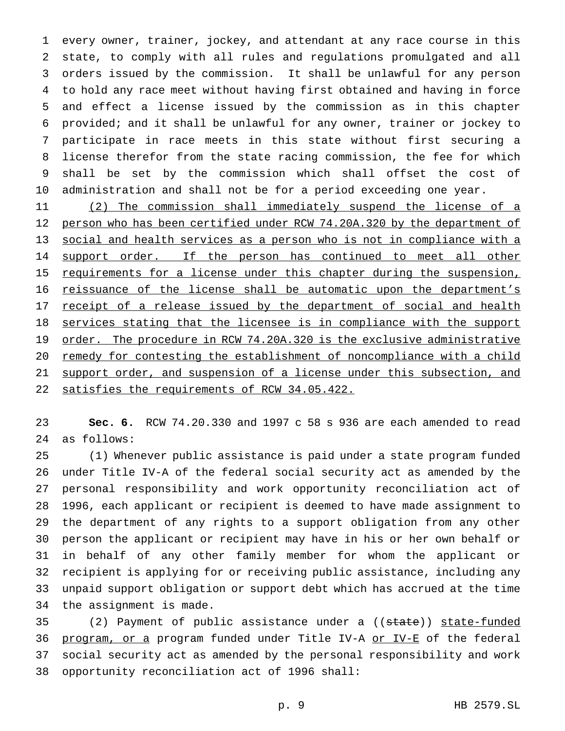every owner, trainer, jockey, and attendant at any race course in this state, to comply with all rules and regulations promulgated and all orders issued by the commission. It shall be unlawful for any person to hold any race meet without having first obtained and having in force and effect a license issued by the commission as in this chapter provided; and it shall be unlawful for any owner, trainer or jockey to participate in race meets in this state without first securing a license therefor from the state racing commission, the fee for which shall be set by the commission which shall offset the cost of administration and shall not be for a period exceeding one year.

<u>(2) The commission shall immediately suspend the license of a person who has been certified under RCW 74.20A.320 by the department of social and health services as a person who is not in compliance with a support order. If the person has continued to meet all other requirements for a license under this chapter during the suspension, reissuance of the license shall be automatic upon the department's receipt of a release issued by the department of social and health services stating that the licensee is in compliance with the support order. The procedure in RCW 74.20A.320 is the exclusive administrative remedy for contesting the establishment of noncompliance with a child support order, and suspension of a license under this subsection, and satisfies the requirements of RCW 34.05.422.</u>

**Sec. 6.** RCW 74.20.330 and 1997 c 58 s 936 are each amended to read as follows:

(1) Whenever public assistance is paid under a state program funded under Title IV-A of the federal social security act as amended by the personal responsibility and work opportunity reconciliation act of 1996, each applicant or recipient is deemed to have made assignment to the department of any rights to a support obligation from any other person the applicant or recipient may have in his or her own behalf or in behalf of any other family member for whom the applicant or recipient is applying for or receiving public assistance, including any unpaid support obligation or support debt which has accrued at the time the assignment is made.

(2) Payment of public assistance under a ((~~state~~)) <u>state-funded program, or a</u> program funded under Title IV-A <u>or IV-E</u> of the federal social security act as amended by the personal responsibility and work opportunity reconciliation act of 1996 shall: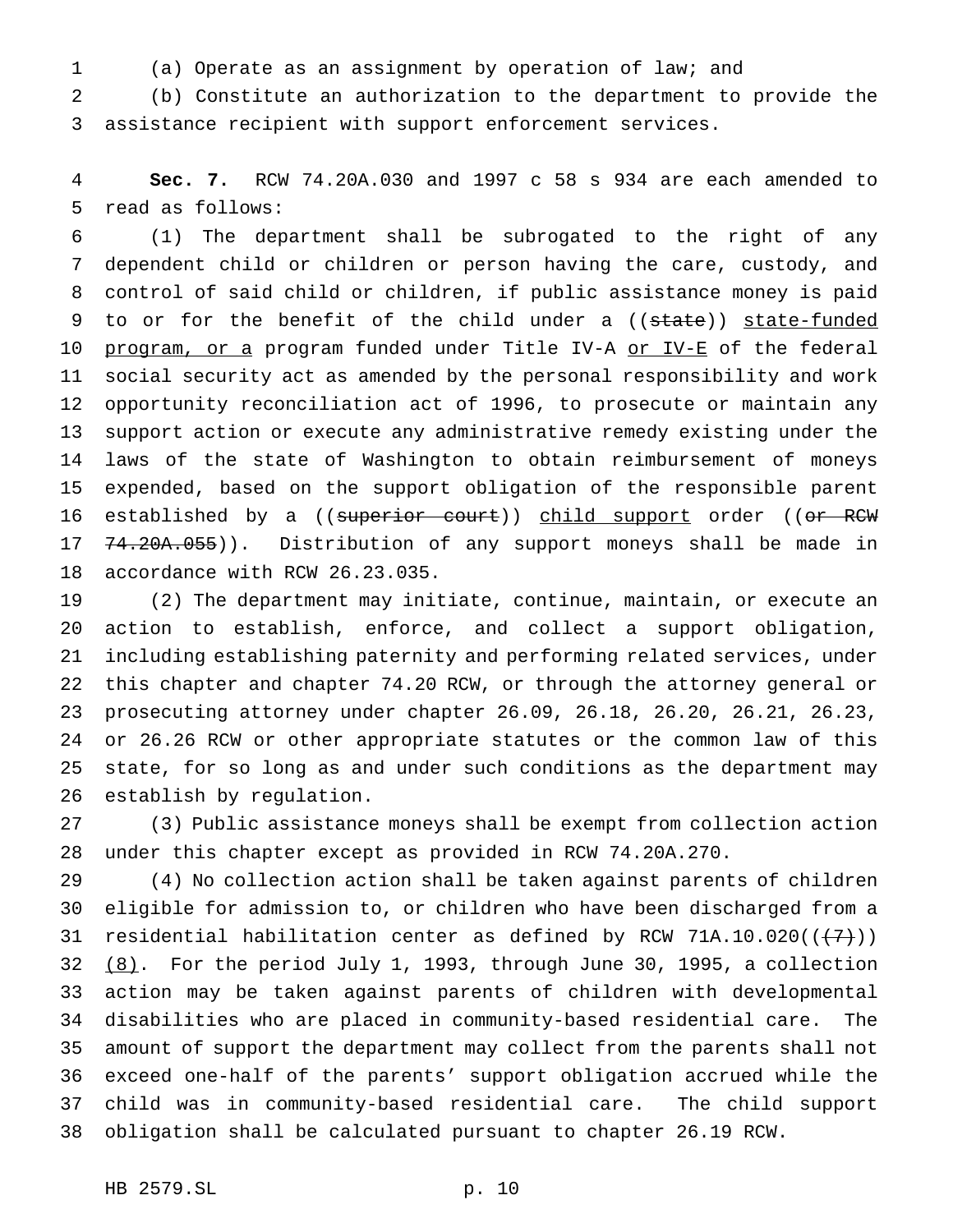(a) Operate as an assignment by operation of law; and

(b) Constitute an authorization to the department to provide the assistance recipient with support enforcement services.

**Sec. 7.** RCW 74.20A.030 and 1997 c 58 s 934 are each amended to read as follows:

(1) The department shall be subrogated to the right of any dependent child or children or person having the care, custody, and control of said child or children, if public assistance money is paid to or for the benefit of the child under a ((~~state~~)) <u>state-funded program, or a</u> program funded under Title IV-A <u>or IV-E</u> of the federal social security act as amended by the personal responsibility and work opportunity reconciliation act of 1996, to prosecute or maintain any support action or execute any administrative remedy existing under the laws of the state of Washington to obtain reimbursement of moneys expended, based on the support obligation of the responsible parent established by a ((~~superior court~~)) <u>child support</u> order ((~~or RCW 74.20A.055~~)). Distribution of any support moneys shall be made in accordance with RCW 26.23.035.

(2) The department may initiate, continue, maintain, or execute an action to establish, enforce, and collect a support obligation, including establishing paternity and performing related services, under this chapter and chapter 74.20 RCW, or through the attorney general or prosecuting attorney under chapter 26.09, 26.18, 26.20, 26.21, 26.23, or 26.26 RCW or other appropriate statutes or the common law of this state, for so long as and under such conditions as the department may establish by regulation.

(3) Public assistance moneys shall be exempt from collection action under this chapter except as provided in RCW 74.20A.270.

(4) No collection action shall be taken against parents of children eligible for admission to, or children who have been discharged from a residential habilitation center as defined by RCW 71A.10.020((~~(7)~~)) <u>(8)</u>. For the period July 1, 1993, through June 30, 1995, a collection action may be taken against parents of children with developmental disabilities who are placed in community-based residential care. The amount of support the department may collect from the parents shall not exceed one-half of the parents' support obligation accrued while the child was in community-based residential care. The child support obligation shall be calculated pursuant to chapter 26.19 RCW.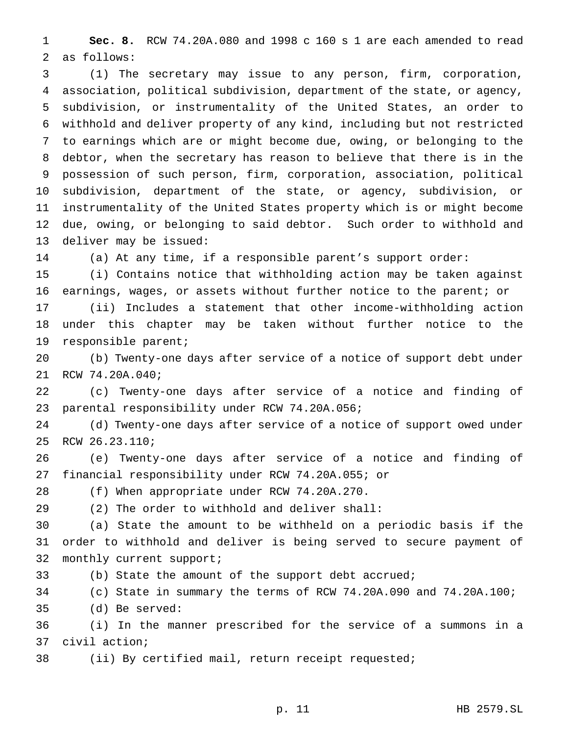**Sec. 8.** RCW 74.20A.080 and 1998 c 160 s 1 are each amended to read as follows:

(1) The secretary may issue to any person, firm, corporation, association, political subdivision, department of the state, or agency, subdivision, or instrumentality of the United States, an order to withhold and deliver property of any kind, including but not restricted to earnings which are or might become due, owing, or belonging to the debtor, when the secretary has reason to believe that there is in the possession of such person, firm, corporation, association, political subdivision, department of the state, or agency, subdivision, or instrumentality of the United States property which is or might become due, owing, or belonging to said debtor. Such order to withhold and deliver may be issued:

(a) At any time, if a responsible parent's support order:

(i) Contains notice that withholding action may be taken against earnings, wages, or assets without further notice to the parent; or

(ii) Includes a statement that other income-withholding action under this chapter may be taken without further notice to the responsible parent;

(b) Twenty-one days after service of a notice of support debt under RCW 74.20A.040;

(c) Twenty-one days after service of a notice and finding of parental responsibility under RCW 74.20A.056;

(d) Twenty-one days after service of a notice of support owed under RCW 26.23.110;

(e) Twenty-one days after service of a notice and finding of financial responsibility under RCW 74.20A.055; or

(f) When appropriate under RCW 74.20A.270.

(2) The order to withhold and deliver shall:

(a) State the amount to be withheld on a periodic basis if the order to withhold and deliver is being served to secure payment of monthly current support;

(b) State the amount of the support debt accrued;

(c) State in summary the terms of RCW 74.20A.090 and 74.20A.100;

(d) Be served:

(i) In the manner prescribed for the service of a summons in a civil action;

(ii) By certified mail, return receipt requested;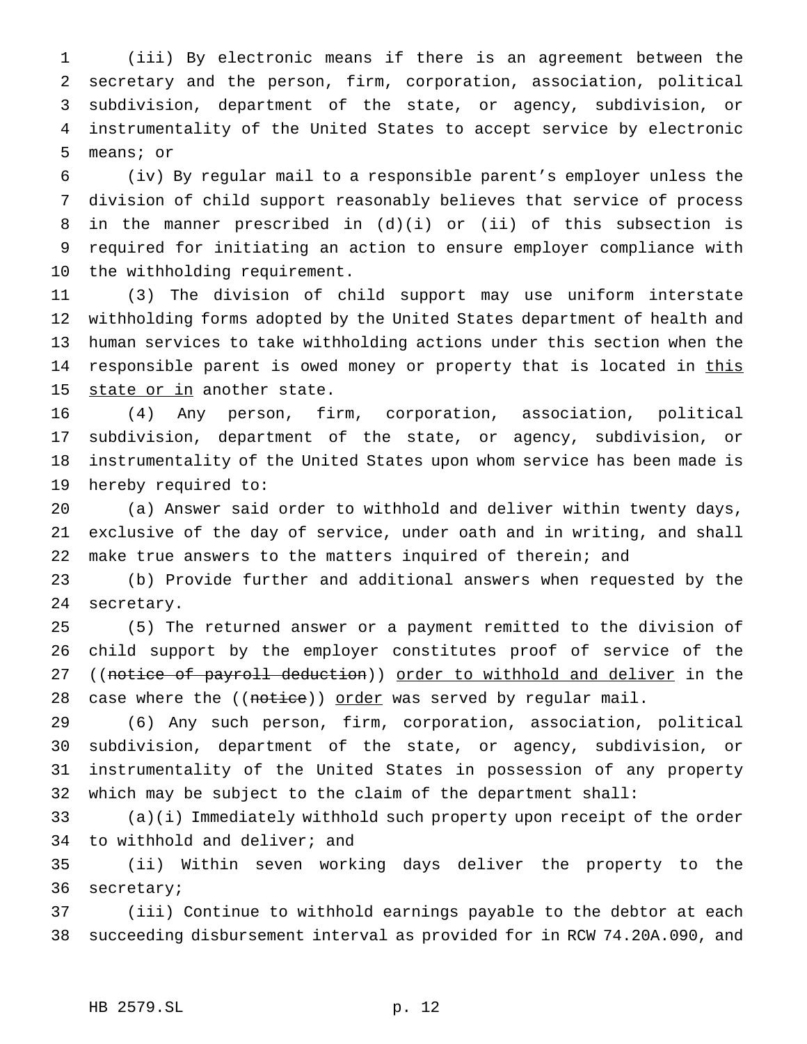(iii) By electronic means if there is an agreement between the secretary and the person, firm, corporation, association, political subdivision, department of the state, or agency, subdivision, or instrumentality of the United States to accept service by electronic means; or

(iv) By regular mail to a responsible parent's employer unless the division of child support reasonably believes that service of process in the manner prescribed in (d)(i) or (ii) of this subsection is required for initiating an action to ensure employer compliance with the withholding requirement.

(3) The division of child support may use uniform interstate withholding forms adopted by the United States department of health and human services to take withholding actions under this section when the responsible parent is owed money or property that is located in <u>this state or in</u> another state.

(4) Any person, firm, corporation, association, political subdivision, department of the state, or agency, subdivision, or instrumentality of the United States upon whom service has been made is hereby required to:

(a) Answer said order to withhold and deliver within twenty days, exclusive of the day of service, under oath and in writing, and shall make true answers to the matters inquired of therein; and

(b) Provide further and additional answers when requested by the secretary.

(5) The returned answer or a payment remitted to the division of child support by the employer constitutes proof of service of the ((~~notice of payroll deduction~~)) <u>order to withhold and deliver</u> in the case where the ((~~notice~~)) <u>order</u> was served by regular mail.

(6) Any such person, firm, corporation, association, political subdivision, department of the state, or agency, subdivision, or instrumentality of the United States in possession of any property which may be subject to the claim of the department shall:

(a)(i) Immediately withhold such property upon receipt of the order to withhold and deliver; and

(ii) Within seven working days deliver the property to the secretary;

(iii) Continue to withhold earnings payable to the debtor at each succeeding disbursement interval as provided for in RCW 74.20A.090, and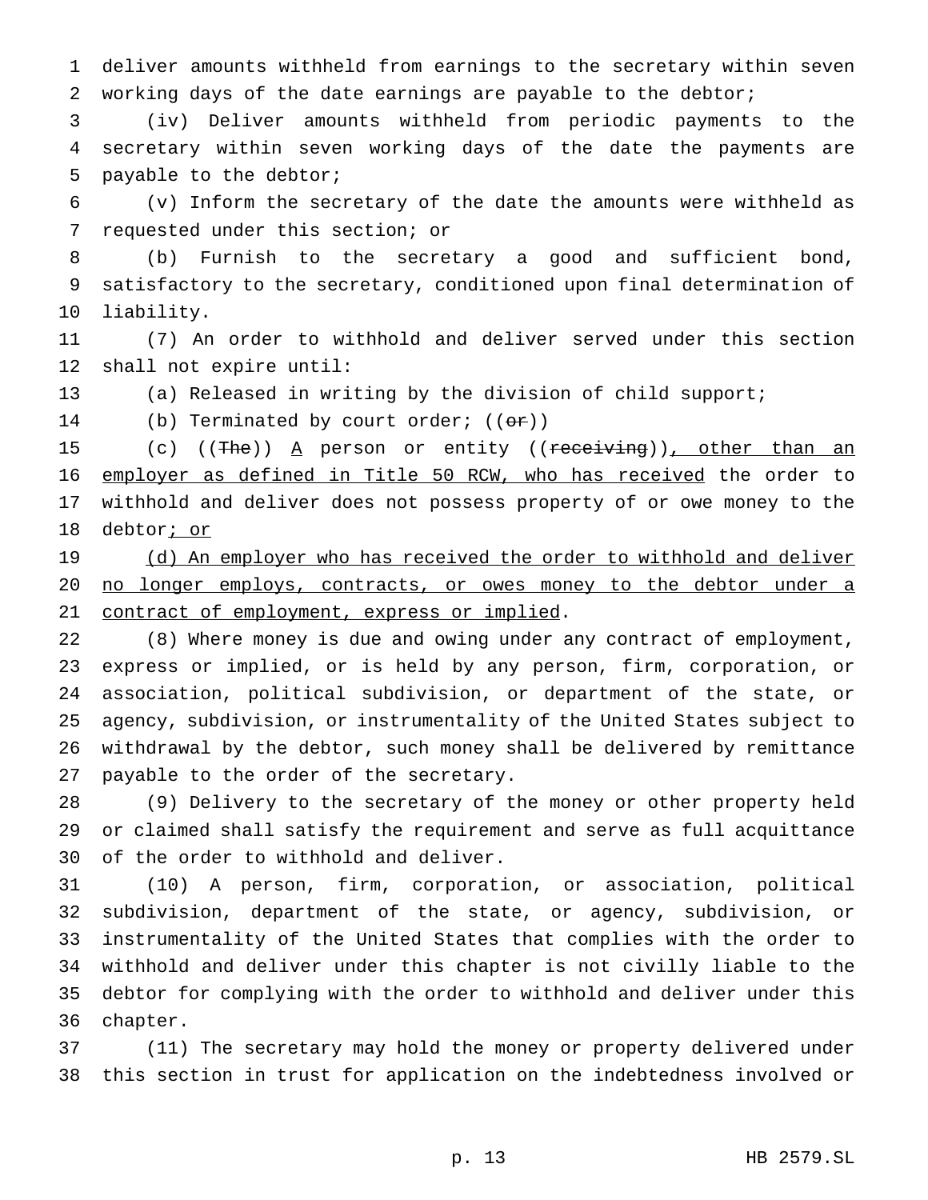deliver amounts withheld from earnings to the secretary within seven working days of the date earnings are payable to the debtor;

(iv) Deliver amounts withheld from periodic payments to the secretary within seven working days of the date the payments are payable to the debtor;

(v) Inform the secretary of the date the amounts were withheld as requested under this section; or

(b) Furnish to the secretary a good and sufficient bond, satisfactory to the secretary, conditioned upon final determination of liability.

(7) An order to withhold and deliver served under this section shall not expire until:

(a) Released in writing by the division of child support;

(b) Terminated by court order; ((~~or~~))

(c) ((~~The~~)) A person or entity ((~~receiving~~)), other than an employer as defined in Title 50 RCW, who has received the order to withhold and deliver does not possess property of or owe money to the debtor; or

(d) An employer who has received the order to withhold and deliver no longer employs, contracts, or owes money to the debtor under a contract of employment, express or implied.

(8) Where money is due and owing under any contract of employment, express or implied, or is held by any person, firm, corporation, or association, political subdivision, or department of the state, or agency, subdivision, or instrumentality of the United States subject to withdrawal by the debtor, such money shall be delivered by remittance payable to the order of the secretary.

(9) Delivery to the secretary of the money or other property held or claimed shall satisfy the requirement and serve as full acquittance of the order to withhold and deliver.

(10) A person, firm, corporation, or association, political subdivision, department of the state, or agency, subdivision, or instrumentality of the United States that complies with the order to withhold and deliver under this chapter is not civilly liable to the debtor for complying with the order to withhold and deliver under this chapter.

(11) The secretary may hold the money or property delivered under this section in trust for application on the indebtedness involved or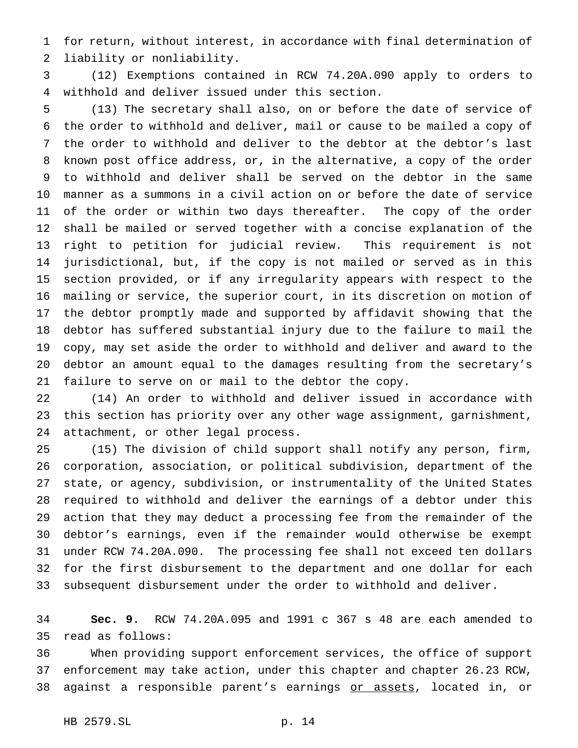for return, without interest, in accordance with final determination of liability or nonliability.

(12) Exemptions contained in RCW 74.20A.090 apply to orders to withhold and deliver issued under this section.

(13) The secretary shall also, on or before the date of service of the order to withhold and deliver, mail or cause to be mailed a copy of the order to withhold and deliver to the debtor at the debtor's last known post office address, or, in the alternative, a copy of the order to withhold and deliver shall be served on the debtor in the same manner as a summons in a civil action on or before the date of service of the order or within two days thereafter. The copy of the order shall be mailed or served together with a concise explanation of the right to petition for judicial review. This requirement is not jurisdictional, but, if the copy is not mailed or served as in this section provided, or if any irregularity appears with respect to the mailing or service, the superior court, in its discretion on motion of the debtor promptly made and supported by affidavit showing that the debtor has suffered substantial injury due to the failure to mail the copy, may set aside the order to withhold and deliver and award to the debtor an amount equal to the damages resulting from the secretary's failure to serve on or mail to the debtor the copy.

(14) An order to withhold and deliver issued in accordance with this section has priority over any other wage assignment, garnishment, attachment, or other legal process.

(15) The division of child support shall notify any person, firm, corporation, association, or political subdivision, department of the state, or agency, subdivision, or instrumentality of the United States required to withhold and deliver the earnings of a debtor under this action that they may deduct a processing fee from the remainder of the debtor's earnings, even if the remainder would otherwise be exempt under RCW 74.20A.090. The processing fee shall not exceed ten dollars for the first disbursement to the department and one dollar for each subsequent disbursement under the order to withhold and deliver.

**Sec. 9.** RCW 74.20A.095 and 1991 c 367 s 48 are each amended to read as follows:

When providing support enforcement services, the office of support enforcement may take action, under this chapter and chapter 26.23 RCW, against a responsible parent's earnings <u>or assets</u>, located in, or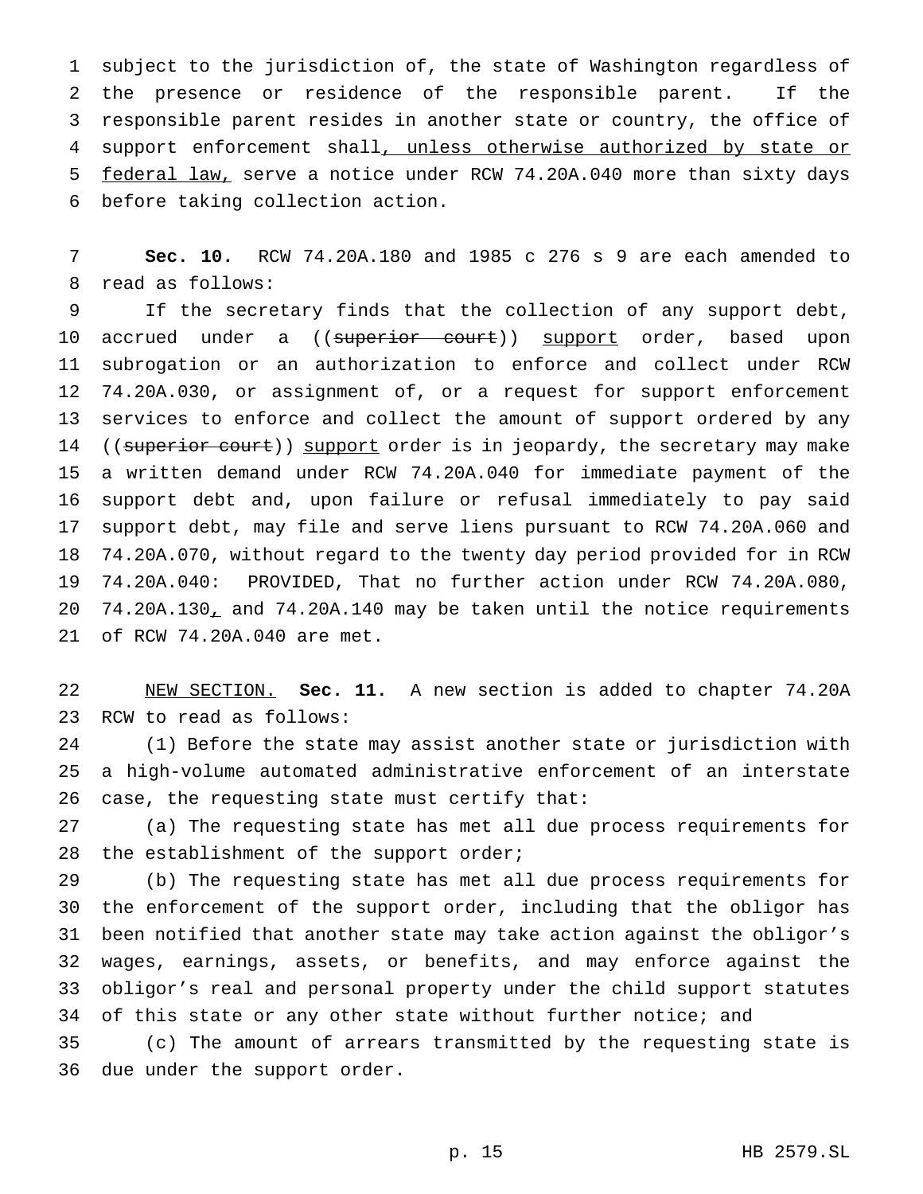subject to the jurisdiction of, the state of Washington regardless of the presence or residence of the responsible parent. If the responsible parent resides in another state or country, the office of support enforcement shall, unless otherwise authorized by state or federal law, serve a notice under RCW 74.20A.040 more than sixty days before taking collection action.

**Sec. 10.** RCW 74.20A.180 and 1985 c 276 s 9 are each amended to read as follows:

If the secretary finds that the collection of any support debt, accrued under a ((~~superior court~~)) support order, based upon subrogation or an authorization to enforce and collect under RCW 74.20A.030, or assignment of, or a request for support enforcement services to enforce and collect the amount of support ordered by any ((~~superior court~~)) support order is in jeopardy, the secretary may make a written demand under RCW 74.20A.040 for immediate payment of the support debt and, upon failure or refusal immediately to pay said support debt, may file and serve liens pursuant to RCW 74.20A.060 and 74.20A.070, without regard to the twenty day period provided for in RCW 74.20A.040: PROVIDED, That no further action under RCW 74.20A.080, 74.20A.130, and 74.20A.140 may be taken until the notice requirements of RCW 74.20A.040 are met.

NEW SECTION. **Sec. 11.** A new section is added to chapter 74.20A RCW to read as follows:

(1) Before the state may assist another state or jurisdiction with a high-volume automated administrative enforcement of an interstate case, the requesting state must certify that:

(a) The requesting state has met all due process requirements for the establishment of the support order;

(b) The requesting state has met all due process requirements for the enforcement of the support order, including that the obligor has been notified that another state may take action against the obligor's wages, earnings, assets, or benefits, and may enforce against the obligor's real and personal property under the child support statutes of this state or any other state without further notice; and

(c) The amount of arrears transmitted by the requesting state is due under the support order.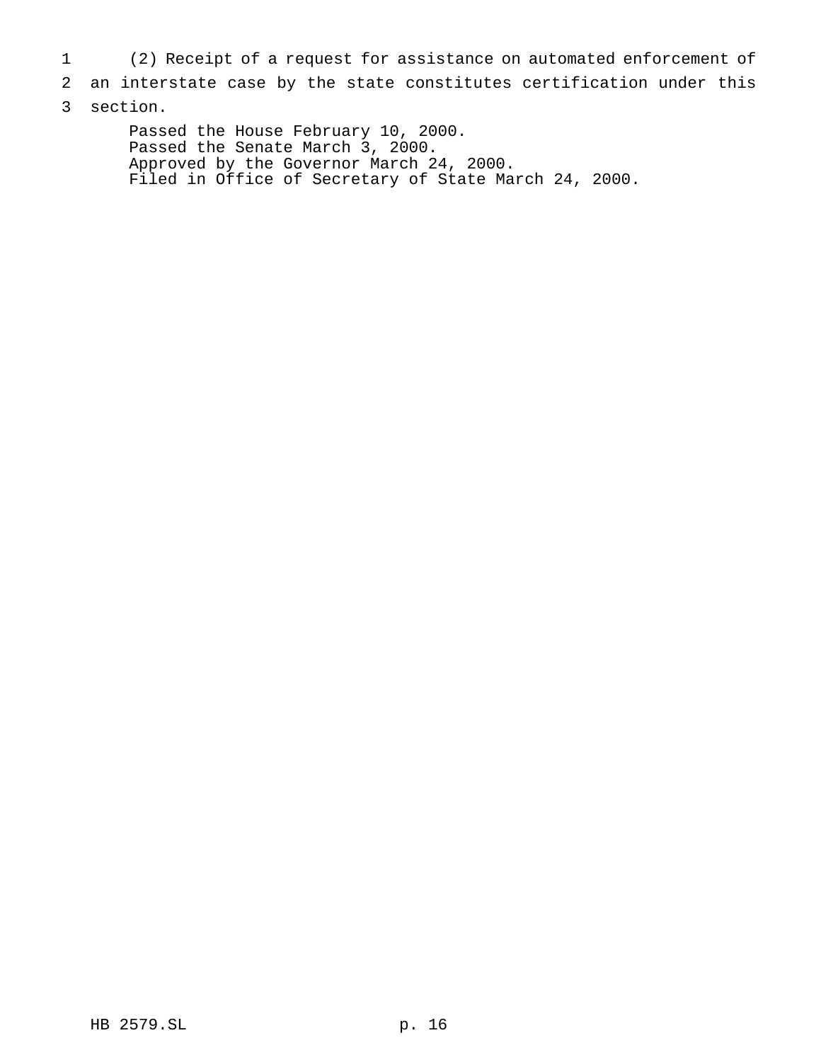(2) Receipt of a request for assistance on automated enforcement of an interstate case by the state constitutes certification under this section.

Passed the House February 10, 2000.
Passed the Senate March 3, 2000.
Approved by the Governor March 24, 2000.
Filed in Office of Secretary of State March 24, 2000.